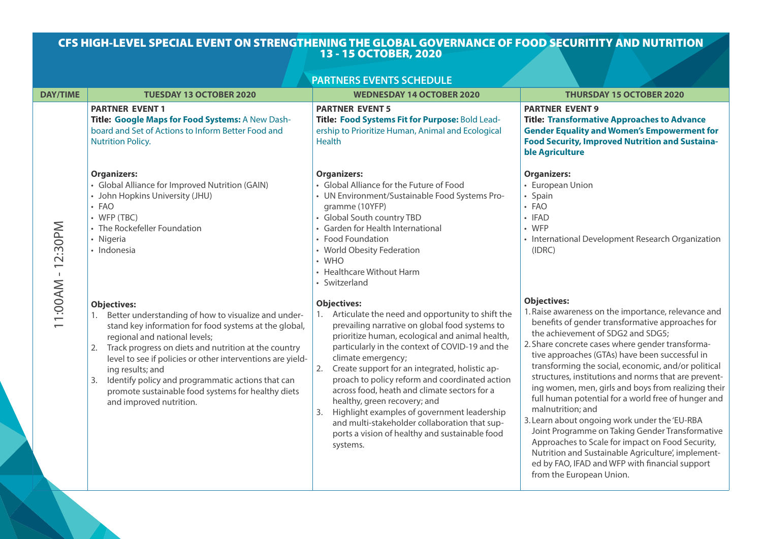# CFS HIGH-LEVEL SPECIAL EVENT ON STRENGTHENING THE GLOBAL GOVERNANCE OF FOOD SECURITITY AND NUTRITION
## 13 - 15 OCTOBER, 2020

### PARTNERS EVENTS SCHEDULE

| DAY/TIME | TUESDAY 13 OCTOBER 2020 | WEDNESDAY 14 OCTOBER 2020 | THURSDAY 15 OCTOBER 2020 |
|---|---|---|---|
| 11:00AM - 12:30PM | **PARTNER EVENT 1**<br>**Title: Google Maps for Food Systems:** A New Dashboard and Set of Actions to Inform Better Food and Nutrition Policy.<br><br>**Organizers:**<br>• Global Alliance for Improved Nutrition (GAIN)<br>• John Hopkins University (JHU)<br>• FAO<br>• WFP (TBC)<br>• The Rockefeller Foundation<br>• Nigeria<br>• Indonesia<br><br>**Objectives:**<br>1. Better understanding of how to visualize and understand key information for food systems at the global, regional and national levels;<br>2. Track progress on diets and nutrition at the country level to see if policies or other interventions are yielding results; and<br>3. Identify policy and programmatic actions that can promote sustainable food systems for healthy diets and improved nutrition. | **PARTNER EVENT 5**<br>**Title: Food Systems Fit for Purpose:** Bold Leadership to Prioritize Human, Animal and Ecological Health<br><br>**Organizers:**<br>• Global Alliance for the Future of Food<br>• UN Environment/Sustainable Food Systems Programme (10YFP)<br>• Global South country TBD<br>• Garden for Health International<br>• Food Foundation<br>• World Obesity Federation<br>• WHO<br>• Healthcare Without Harm<br>• Switzerland<br><br>**Objectives:**<br>1. Articulate the need and opportunity to shift the prevailing narrative on global food systems to prioritize human, ecological and animal health, particularly in the context of COVID-19 and the climate emergency;<br>2. Create support for an integrated, holistic approach to policy reform and coordinated action across food, heath and climate sectors for a healthy, green recovery; and<br>3. Highlight examples of government leadership and multi-stakeholder collaboration that supports a vision of healthy and sustainable food systems. | **PARTNER EVENT 9**<br>**Title: Transformative Approaches to Advance Gender Equality and Women's Empowerment for Food Security, Improved Nutrition and Sustainable Agriculture**<br><br>**Organizers:**<br>• European Union<br>• Spain<br>• FAO<br>• IFAD<br>• WFP<br>• International Development Research Organization (IDRC)<br><br>**Objectives:**<br>1. Raise awareness on the importance, relevance and benefits of gender transformative approaches for the achievement of SDG2 and SDG5;<br>2. Share concrete cases where gender transformative approaches (GTAs) have been successful in transforming the social, economic, and/or political structures, institutions and norms that are preventing women, men, girls and boys from realizing their full human potential for a world free of hunger and malnutrition; and<br>3. Learn about ongoing work under the 'EU-RBA Joint Programme on Taking Gender Transformative Approaches to Scale for impact on Food Security, Nutrition and Sustainable Agriculture', implemented by FAO, IFAD and WFP with financial support from the European Union. |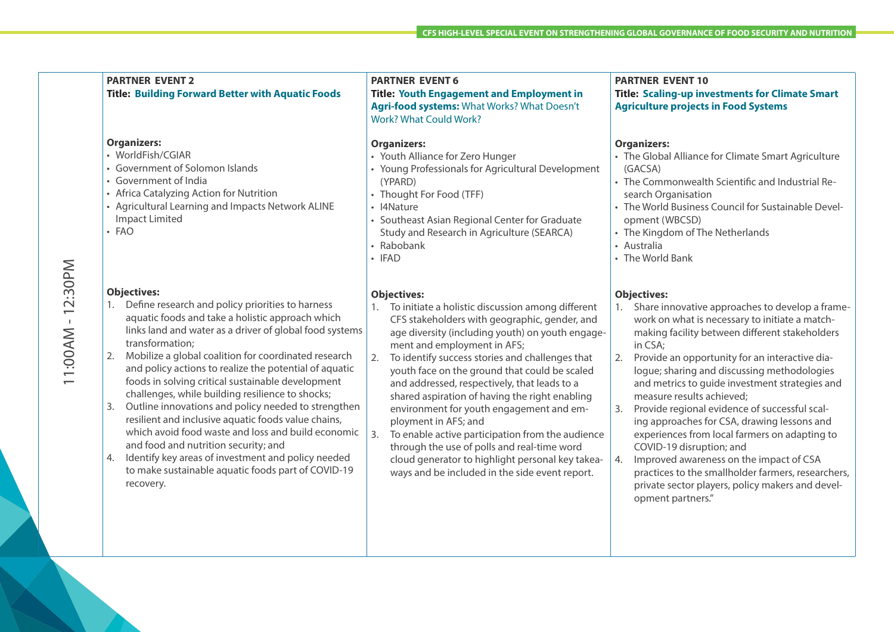## 11:00AM - 12:30PM

### PARTNER EVENT 2

**Title: Building Forward Better with Aquatic Foods**

**Organizers:**

- WorldFish/CGIAR
- Government of Solomon Islands
- Government of India
- Africa Catalyzing Action for Nutrition
- Agricultural Learning and Impacts Network ALINE Impact Limited
- FAO

**Objectives:**

1. Define research and policy priorities to harness aquatic foods and take a holistic approach which links land and water as a driver of global food systems transformation;
2. Mobilize a global coalition for coordinated research and policy actions to realize the potential of aquatic foods in solving critical sustainable development challenges, while building resilience to shocks;
3. Outline innovations and policy needed to strengthen resilient and inclusive aquatic foods value chains, which avoid food waste and loss and build economic and food and nutrition security; and
4. Identify key areas of investment and policy needed to make sustainable aquatic foods part of COVID-19 recovery.

### PARTNER EVENT 6

**Title: Youth Engagement and Employment in Agri-food systems:** What Works? What Doesn't Work? What Could Work?

**Organizers:**

- Youth Alliance for Zero Hunger
- Young Professionals for Agricultural Development (YPARD)
- Thought For Food (TFF)
- I4Nature
- Southeast Asian Regional Center for Graduate Study and Research in Agriculture (SEARCA)
- Rabobank
- IFAD

**Objectives:**

1. To initiate a holistic discussion among different CFS stakeholders with geographic, gender, and age diversity (including youth) on youth engagement and employment in AFS;
2. To identify success stories and challenges that youth face on the ground that could be scaled and addressed, respectively, that leads to a shared aspiration of having the right enabling environment for youth engagement and employment in AFS; and
3. To enable active participation from the audience through the use of polls and real-time word cloud generator to highlight personal key takeaways and be included in the side event report.

### PARTNER EVENT 10

**Title: Scaling-up investments for Climate Smart Agriculture projects in Food Systems**

**Organizers:**

- The Global Alliance for Climate Smart Agriculture (GACSA)
- The Commonwealth Scientific and Industrial Research Organisation
- The World Business Council for Sustainable Development (WBCSD)
- The Kingdom of The Netherlands
- Australia
- The World Bank

**Objectives:**

1. Share innovative approaches to develop a framework on what is necessary to initiate a matchmaking facility between different stakeholders in CSA;
2. Provide an opportunity for an interactive dialogue; sharing and discussing methodologies and metrics to guide investment strategies and measure results achieved;
3. Provide regional evidence of successful scaling approaches for CSA, drawing lessons and experiences from local farmers on adapting to COVID-19 disruption; and
4. Improved awareness on the impact of CSA practices to the smallholder farmers, researchers, private sector players, policy makers and development partners."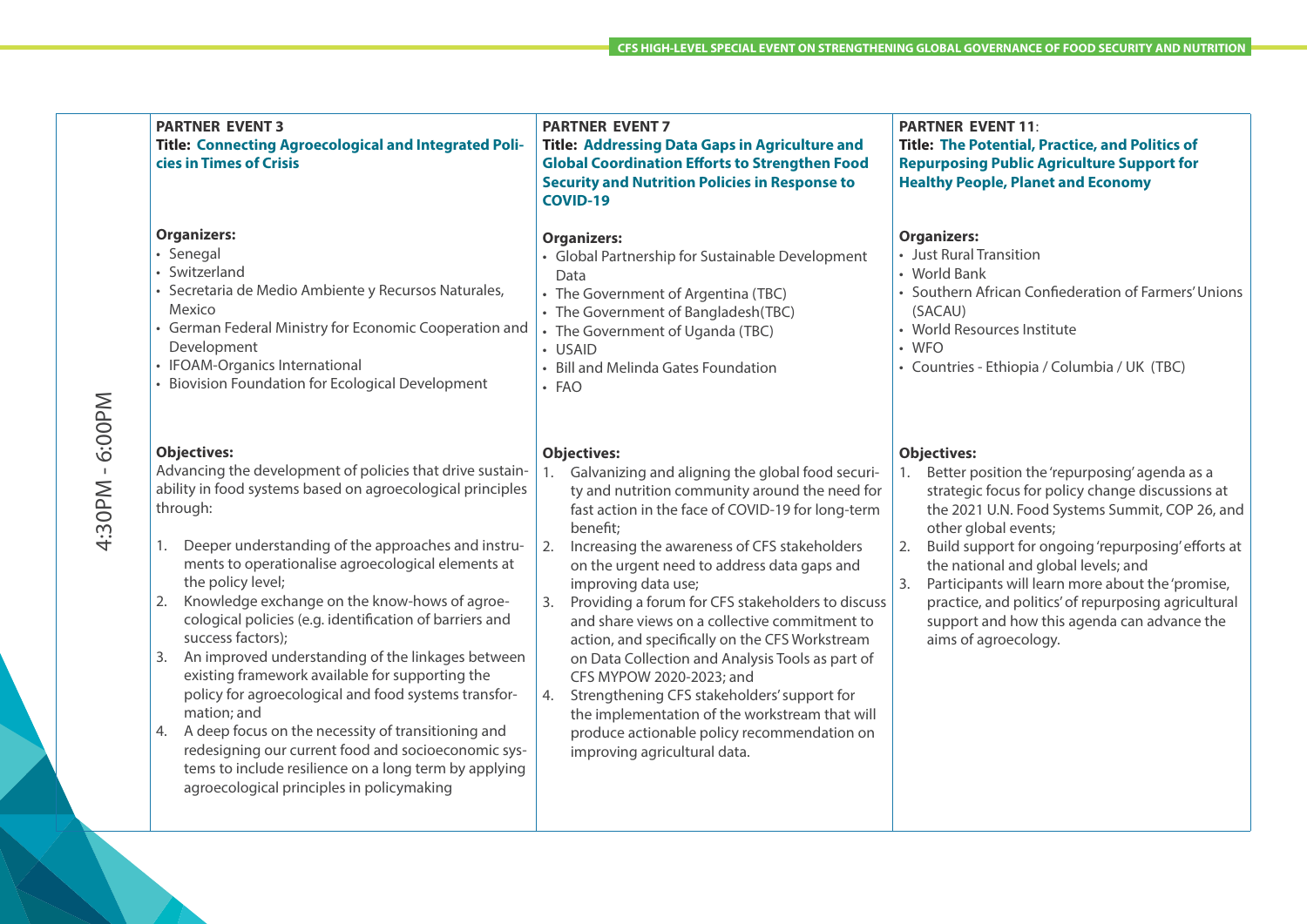## 4:30PM - 6:00PM

### PARTNER EVENT 3

**Title: Connecting Agroecological and Integrated Policies in Times of Crisis**

**Organizers:**

- Senegal
- Switzerland
- Secretaria de Medio Ambiente y Recursos Naturales, Mexico
- German Federal Ministry for Economic Cooperation and Development
- IFOAM-Organics International
- Biovision Foundation for Ecological Development

**Objectives:**

Advancing the development of policies that drive sustainability in food systems based on agroecological principles through:

1. Deeper understanding of the approaches and instruments to operationalise agroecological elements at the policy level;
2. Knowledge exchange on the know-hows of agroecological policies (e.g. identification of barriers and success factors);
3. An improved understanding of the linkages between existing framework available for supporting the policy for agroecological and food systems transformation; and
4. A deep focus on the necessity of transitioning and redesigning our current food and socioeconomic systems to include resilience on a long term by applying agroecological principles in policymaking

### PARTNER EVENT 7

**Title: Addressing Data Gaps in Agriculture and Global Coordination Efforts to Strengthen Food Security and Nutrition Policies in Response to COVID-19**

**Organizers:**

- Global Partnership for Sustainable Development Data
- The Government of Argentina (TBC)
- The Government of Bangladesh(TBC)
- The Government of Uganda (TBC)
- USAID
- Bill and Melinda Gates Foundation
- FAO

**Objectives:**

1. Galvanizing and aligning the global food security and nutrition community around the need for fast action in the face of COVID-19 for long-term benefit;
2. Increasing the awareness of CFS stakeholders on the urgent need to address data gaps and improving data use;
3. Providing a forum for CFS stakeholders to discuss and share views on a collective commitment to action, and specifically on the CFS Workstream on Data Collection and Analysis Tools as part of CFS MYPOW 2020-2023; and
4. Strengthening CFS stakeholders' support for the implementation of the workstream that will produce actionable policy recommendation on improving agricultural data.

### PARTNER EVENT 11:

**Title: The Potential, Practice, and Politics of Repurposing Public Agriculture Support for Healthy People, Planet and Economy**

**Organizers:**

- Just Rural Transition
- World Bank
- Southern African Confiederation of Farmers' Unions (SACAU)
- World Resources Institute
- WFO
- Countries - Ethiopia / Columbia / UK (TBC)

**Objectives:**

1. Better position the 'repurposing' agenda as a strategic focus for policy change discussions at the 2021 U.N. Food Systems Summit, COP 26, and other global events;
2. Build support for ongoing 'repurposing' efforts at the national and global levels; and
3. Participants will learn more about the 'promise, practice, and politics' of repurposing agricultural support and how this agenda can advance the aims of agroecology.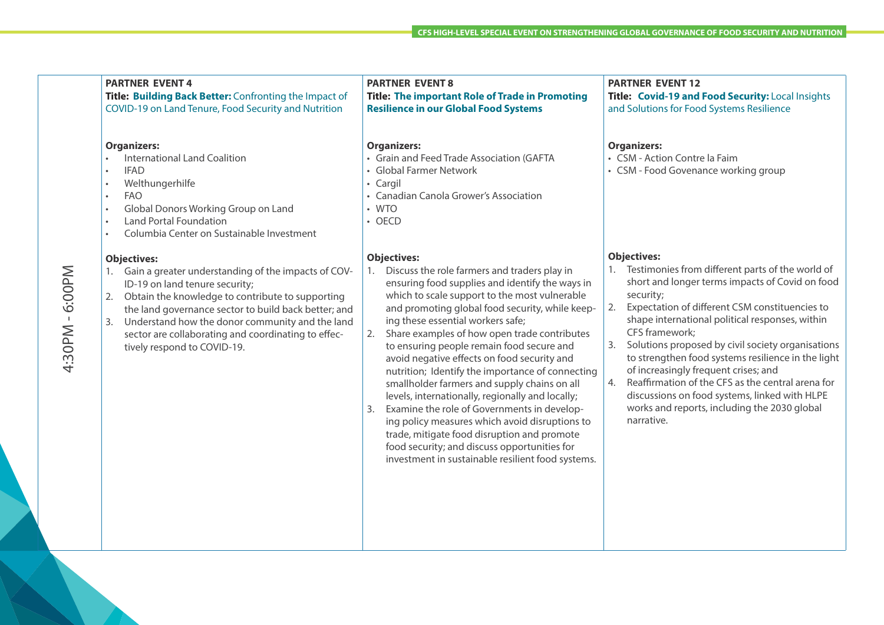| | | | |
|---|---|---|---|
| 4:30PM - 6:00PM | **PARTNER EVENT 4**<br>**Title: Building Back Better:** Confronting the Impact of COVID-19 on Land Tenure, Food Security and Nutrition<br><br>**Organizers:**<br>• International Land Coalition<br>• IFAD<br>• Welthungerhilfe<br>• FAO<br>• Global Donors Working Group on Land<br>• Land Portal Foundation<br>• Columbia Center on Sustainable Investment<br><br>**Objectives:**<br>1. Gain a greater understanding of the impacts of COVID-19 on land tenure security;<br>2. Obtain the knowledge to contribute to supporting the land governance sector to build back better; and<br>3. Understand how the donor community and the land sector are collaborating and coordinating to effectively respond to COVID-19. | **PARTNER EVENT 8**<br>**Title: The important Role of Trade in Promoting Resilience in our Global Food Systems**<br><br>**Organizers:**<br>• Grain and Feed Trade Association (GAFTA<br>• Global Farmer Network<br>• Cargil<br>• Canadian Canola Grower's Association<br>• WTO<br>• OECD<br><br>**Objectives:**<br>1. Discuss the role farmers and traders play in ensuring food supplies and identify the ways in which to scale support to the most vulnerable and promoting global food security, while keeping these essential workers safe;<br>2. Share examples of how open trade contributes to ensuring people remain food secure and avoid negative effects on food security and nutrition; Identify the importance of connecting smallholder farmers and supply chains on all levels, internationally, regionally and locally;<br>3. Examine the role of Governments in developing policy measures which avoid disruptions to trade, mitigate food disruption and promote food security; and discuss opportunities for investment in sustainable resilient food systems. | **PARTNER EVENT 12**<br>**Title: Covid-19 and Food Security:** Local Insights and Solutions for Food Systems Resilience<br><br>**Organizers:**<br>• CSM - Action Contre la Faim<br>• CSM - Food Govenance working group<br><br>**Objectives:**<br>1. Testimonies from different parts of the world of short and longer terms impacts of Covid on food security;<br>2. Expectation of different CSM constituencies to shape international political responses, within CFS framework;<br>3. Solutions proposed by civil society organisations to strengthen food systems resilience in the light of increasingly frequent crises; and<br>4. Reaffirmation of the CFS as the central arena for discussions on food systems, linked with HLPE works and reports, including the 2030 global narrative. |